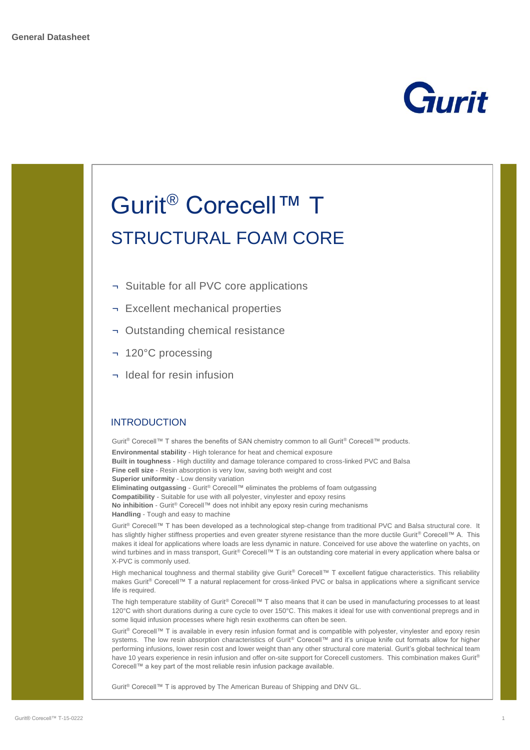General Datasheet

Gurit

# Gurit® Corecell™ T

## STRUCTURAL FOAM CORE

- Suitable for all PVC core applications
- Excellent mechanical properties
- Outstanding chemical resistance
- 120°C processing
- Ideal for resin infusion

## INTRODUCTION

Gurit® Corecell™ T shares the benefits of SAN chemistry common to all Gurit® Corecell™ products.

**Environmental stability** - High tolerance for heat and chemical exposure
**Built in toughness** - High ductility and damage tolerance compared to cross-linked PVC and Balsa
**Fine cell size** - Resin absorption is very low, saving both weight and cost
**Superior uniformity** - Low density variation
**Eliminating outgassing** - Gurit® Corecell™ eliminates the problems of foam outgassing
**Compatibility** - Suitable for use with all polyester, vinylester and epoxy resins
**No inhibition** - Gurit® Corecell™ does not inhibit any epoxy resin curing mechanisms
**Handling** - Tough and easy to machine

Gurit® Corecell™ T has been developed as a technological step-change from traditional PVC and Balsa structural core. It has slightly higher stiffness properties and even greater styrene resistance than the more ductile Gurit® Corecell™ A. This makes it ideal for applications where loads are less dynamic in nature. Conceived for use above the waterline on yachts, on wind turbines and in mass transport, Gurit® Corecell™ T is an outstanding core material in every application where balsa or X-PVC is commonly used.

High mechanical toughness and thermal stability give Gurit® Corecell™ T excellent fatigue characteristics. This reliability makes Gurit® Corecell™ T a natural replacement for cross-linked PVC or balsa in applications where a significant service life is required.

The high temperature stability of Gurit® Corecell™ T also means that it can be used in manufacturing processes to at least 120°C with short durations during a cure cycle to over 150°C. This makes it ideal for use with conventional prepregs and in some liquid infusion processes where high resin exotherms can often be seen.

Gurit® Corecell™ T is available in every resin infusion format and is compatible with polyester, vinylester and epoxy resin systems. The low resin absorption characteristics of Gurit® Corecell™ and it's unique knife cut formats allow for higher performing infusions, lower resin cost and lower weight than any other structural core material. Gurit's global technical team have 10 years experience in resin infusion and offer on-site support for Corecell customers. This combination makes Gurit® Corecell™ a key part of the most reliable resin infusion package available.

Gurit® Corecell™ T is approved by The American Bureau of Shipping and DNV GL.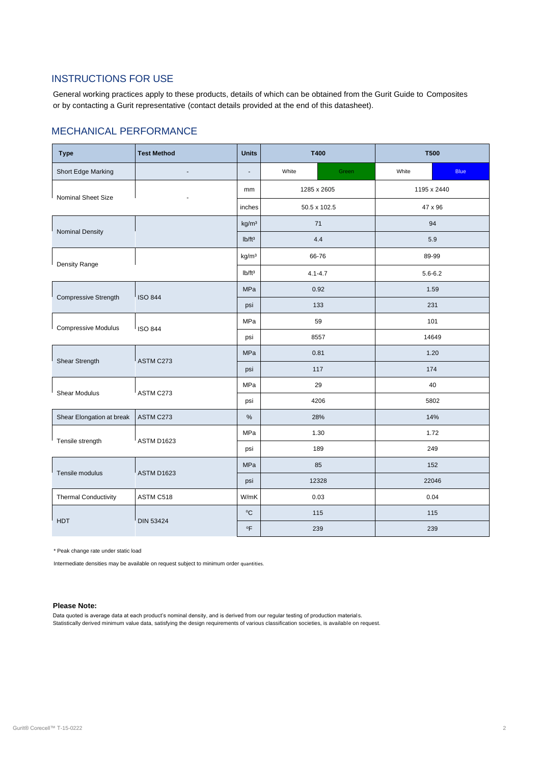## INSTRUCTIONS FOR USE

General working practices apply to these products, details of which can be obtained from the Gurit Guide to Composites or by contacting a Gurit representative (contact details provided at the end of this datasheet).

## MECHANICAL PERFORMANCE

| Type | Test Method | Units | T400 | | T500 | |
|---|---|---|---|---|---|---|
| Short Edge Marking | - | - | White | Green | White | Blue |
| Nominal Sheet Size | - | mm | 1285 x 2605 | | 1195 x 2440 | |
| | | inches | 50.5 x 102.5 | | 47 x 96 | |
| Nominal Density | | kg/m³ | 71 | | 94 | |
| | | lb/ft³ | 4.4 | | 5.9 | |
| Density Range | | kg/m³ | 66-76 | | 89-99 | |
| | | lb/ft³ | 4.1-4.7 | | 5.6-6.2 | |
| Compressive Strength | ISO 844 | MPa | 0.92 | | 1.59 | |
| | | psi | 133 | | 231 | |
| Compressive Modulus | ISO 844 | MPa | 59 | | 101 | |
| | | psi | 8557 | | 14649 | |
| Shear Strength | ASTM C273 | MPa | 0.81 | | 1.20 | |
| | | psi | 117 | | 174 | |
| Shear Modulus | ASTM C273 | MPa | 29 | | 40 | |
| | | psi | 4206 | | 5802 | |
| Shear Elongation at break | ASTM C273 | % | 28% | | 14% | |
| Tensile strength | ASTM D1623 | MPa | 1.30 | | 1.72 | |
| | | psi | 189 | | 249 | |
| Tensile modulus | ASTM D1623 | MPa | 85 | | 152 | |
| | | psi | 12328 | | 22046 | |
| Thermal Conductivity | ASTM C518 | W/mK | 0.03 | | 0.04 | |
| HDT | DIN 53424 | ºC | 115 | | 115 | |
| | | ºF | 239 | | 239 | |

\* Peak change rate under static load

Intermediate densities may be available on request subject to minimum order quantities.

**Please Note:**

Data quoted is average data at each product's nominal density, and is derived from our regular testing of production materials.
Statistically derived minimum value data, satisfying the design requirements of various classification societies, is available on request.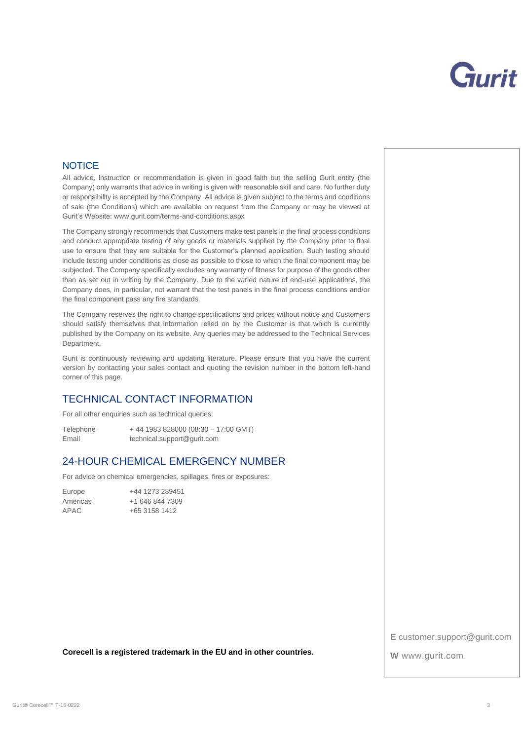## NOTICE

All advice, instruction or recommendation is given in good faith but the selling Gurit entity (the Company) only warrants that advice in writing is given with reasonable skill and care. No further duty or responsibility is accepted by the Company. All advice is given subject to the terms and conditions of sale (the Conditions) which are available on request from the Company or may be viewed at Gurit's Website: www.gurit.com/terms-and-conditions.aspx

The Company strongly recommends that Customers make test panels in the final process conditions and conduct appropriate testing of any goods or materials supplied by the Company prior to final use to ensure that they are suitable for the Customer's planned application. Such testing should include testing under conditions as close as possible to those to which the final component may be subjected. The Company specifically excludes any warranty of fitness for purpose of the goods other than as set out in writing by the Company. Due to the varied nature of end-use applications, the Company does, in particular, not warrant that the test panels in the final process conditions and/or the final component pass any fire standards.

The Company reserves the right to change specifications and prices without notice and Customers should satisfy themselves that information relied on by the Customer is that which is currently published by the Company on its website. Any queries may be addressed to the Technical Services Department.

Gurit is continuously reviewing and updating literature. Please ensure that you have the current version by contacting your sales contact and quoting the revision number in the bottom left-hand corner of this page.

## TECHNICAL CONTACT INFORMATION

For all other enquiries such as technical queries:

| | |
|---|---|
| Telephone | + 44 1983 828000 (08:30 – 17:00 GMT) |
| Email | technical.support@gurit.com |

## 24-HOUR CHEMICAL EMERGENCY NUMBER

For advice on chemical emergencies, spillages, fires or exposures:

| | |
|---|---|
| Europe | +44 1273 289451 |
| Americas | +1 646 844 7309 |
| APAC | +65 3158 1412 |

**Corecell is a registered trademark in the EU and in other countries.**

**E** customer.support@gurit.com

**W** www.gurit.com

Gurit® Corecell™ T-15-0222